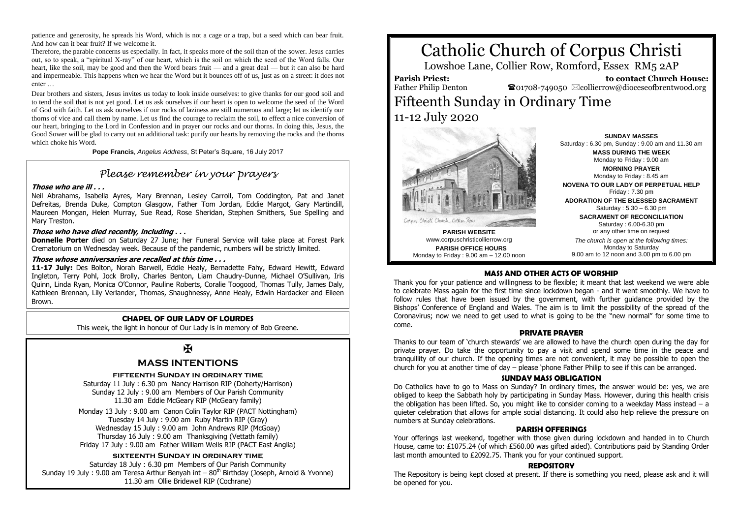patience and generosity, he spreads his Word, which is not a cage or a trap, but a seed which can bear fruit. And how can it bear fruit? If we welcome it.

Therefore, the parable concerns us especially. In fact, it speaks more of the soil than of the sower. Jesus carries out, so to speak, a "spiritual X-ray" of our heart, which is the soil on which the seed of the Word falls. Our heart, like the soil, may be good and then the Word bears fruit — and a great deal — but it can also be hard and impermeable. This happens when we hear the Word but it bounces off of us, just as on a street: it does not enter …

Dear brothers and sisters, Jesus invites us today to look inside ourselves: to give thanks for our good soil and to tend the soil that is not yet good. Let us ask ourselves if our heart is open to welcome the seed of the Word of God with faith. Let us ask ourselves if our rocks of laziness are still numerous and large; let us identify our thorns of vice and call them by name. Let us find the courage to reclaim the soil, to effect a nice conversion of our heart, bringing to the Lord in Confession and in prayer our rocks and our thorns. In doing this, Jesus, the Good Sower will be glad to carry out an additional task: purify our hearts by removing the rocks and the thorns which choke his Word.

**Pope Francis**, *Angelus Address*, St Peter's Square, 16 July 2017

## *Please remember in your prayers*

***Those who are ill . . .***

Neil Abrahams, Isabella Ayres, Mary Brennan, Lesley Carroll, Tom Coddington, Pat and Janet Defreitas, Brenda Duke, Compton Glasgow, Father Tom Jordan, Eddie Margot, Gary Martindill, Maureen Mongan, Helen Murray, Sue Read, Rose Sheridan, Stephen Smithers, Sue Spelling and Mary Treston.

***Those who have died recently, including . . .***

**Donnelle Porter** died on Saturday 27 June; her Funeral Service will take place at Forest Park Crematorium on Wednesday week. Because of the pandemic, numbers will be strictly limited.

***Those whose anniversaries are recalled at this time . . .***

**11-17 July:** Des Bolton, Norah Barwell, Eddie Healy, Bernadette Fahy, Edward Hewitt, Edward Ingleton, Terry Pohl, Jock Brolly, Charles Benton, Liam Chaudry-Dunne, Michael O'Sullivan, Iris Quinn, Linda Ryan, Monica O'Connor, Pauline Roberts, Coralie Toogood, Thomas Tully, James Daly, Kathleen Brennan, Lily Verlander, Thomas, Shaughnessy, Anne Healy, Edwin Hardacker and Eileen Brown.

## CHAPEL OF OUR LADY OF LOURDES

This week, the light in honour of Our Lady is in memory of Bob Greene.

✠

## MASS INTENTIONS

### FIFTEENTH SUNDAY IN ORDINARY TIME

Saturday 11 July : 6.30 pm Nancy Harrison RIP (Doherty/Harrison)
Sunday 12 July : 9.00 am Members of Our Parish Community
11.30 am Eddie McGeary RIP (McGeary family)

Monday 13 July : 9.00 am Canon Colin Taylor RIP (PACT Nottingham)
Tuesday 14 July : 9.00 am Ruby Martin RIP (Gray)
Wednesday 15 July : 9.00 am John Andrews RIP (McGoay)
Thursday 16 July : 9.00 am Thanksgiving (Vettath family)
Friday 17 July : 9.00 am Father William Wells RIP (PACT East Anglia)

### SIXTEENTH SUNDAY IN ORDINARY TIME

Saturday 18 July : 6.30 pm Members of Our Parish Community
Sunday 19 July : 9.00 am Teresa Arthur Benyah int – 80th Birthday (Joseph, Arnold & Yvonne)
11.30 am Ollie Bridewell RIP (Cochrane)

# Catholic Church of Corpus Christi

Lowshoe Lane, Collier Row, Romford, Essex RM5 2AP

**Parish Priest:** Father Philip Denton

**to contact Church House:** ☎01708-749050 ✉collierrow@dioceseofbrentwood.org

# Fifteenth Sunday in Ordinary Time

11-12 July 2020

Corpus Christi Church, Collier Row

**PARISH WEBSITE**
www.corpuschristicollierrow.org

**PARISH OFFICE HOURS**
Monday to Friday : 9.00 am – 12.00 noon

**SUNDAY MASSES**
Saturday : 6.30 pm, Sunday : 9.00 am and 11.30 am

**MASS DURING THE WEEK**
Monday to Friday : 9.00 am

**MORNING PRAYER**
Monday to Friday : 8.45 am

**NOVENA TO OUR LADY OF PERPETUAL HELP**
Friday : 7.30 pm

**ADORATION OF THE BLESSED SACRAMENT**
Saturday : 5.30 – 6.30 pm

**SACRAMENT OF RECONCILIATION**
Saturday : 6.00-6.30 pm
or any other time on request

*The church is open at the following times:*
Monday to Saturday
9.00 am to 12 noon and 3.00 pm to 6.00 pm

## MASS AND OTHER ACTS OF WORSHIP

Thank you for your patience and willingness to be flexible; it meant that last weekend we were able to celebrate Mass again for the first time since lockdown began - and it went smoothly. We have to follow rules that have been issued by the government, with further guidance provided by the Bishops' Conference of England and Wales. The aim is to limit the possibility of the spread of the Coronavirus; now we need to get used to what is going to be the "new normal" for some time to come.

## PRIVATE PRAYER

Thanks to our team of 'church stewards' we are allowed to have the church open during the day for private prayer. Do take the opportunity to pay a visit and spend some time in the peace and tranquillity of our church. If the opening times are not convenient, it may be possible to open the church for you at another time of day – please 'phone Father Philip to see if this can be arranged.

## SUNDAY MASS OBLIGATION

Do Catholics have to go to Mass on Sunday? In ordinary times, the answer would be: yes, we are obliged to keep the Sabbath holy by participating in Sunday Mass. However, during this health crisis the obligation has been lifted. So, you might like to consider coming to a weekday Mass instead – a quieter celebration that allows for ample social distancing. It could also help relieve the pressure on numbers at Sunday celebrations.

## PARISH OFFERINGS

Your offerings last weekend, together with those given during lockdown and handed in to Church House, came to: £1075.24 (of which £560.00 was gifted aided). Contributions paid by Standing Order last month amounted to £2092.75. Thank you for your continued support.

## REPOSITORY

The Repository is being kept closed at present. If there is something you need, please ask and it will be opened for you.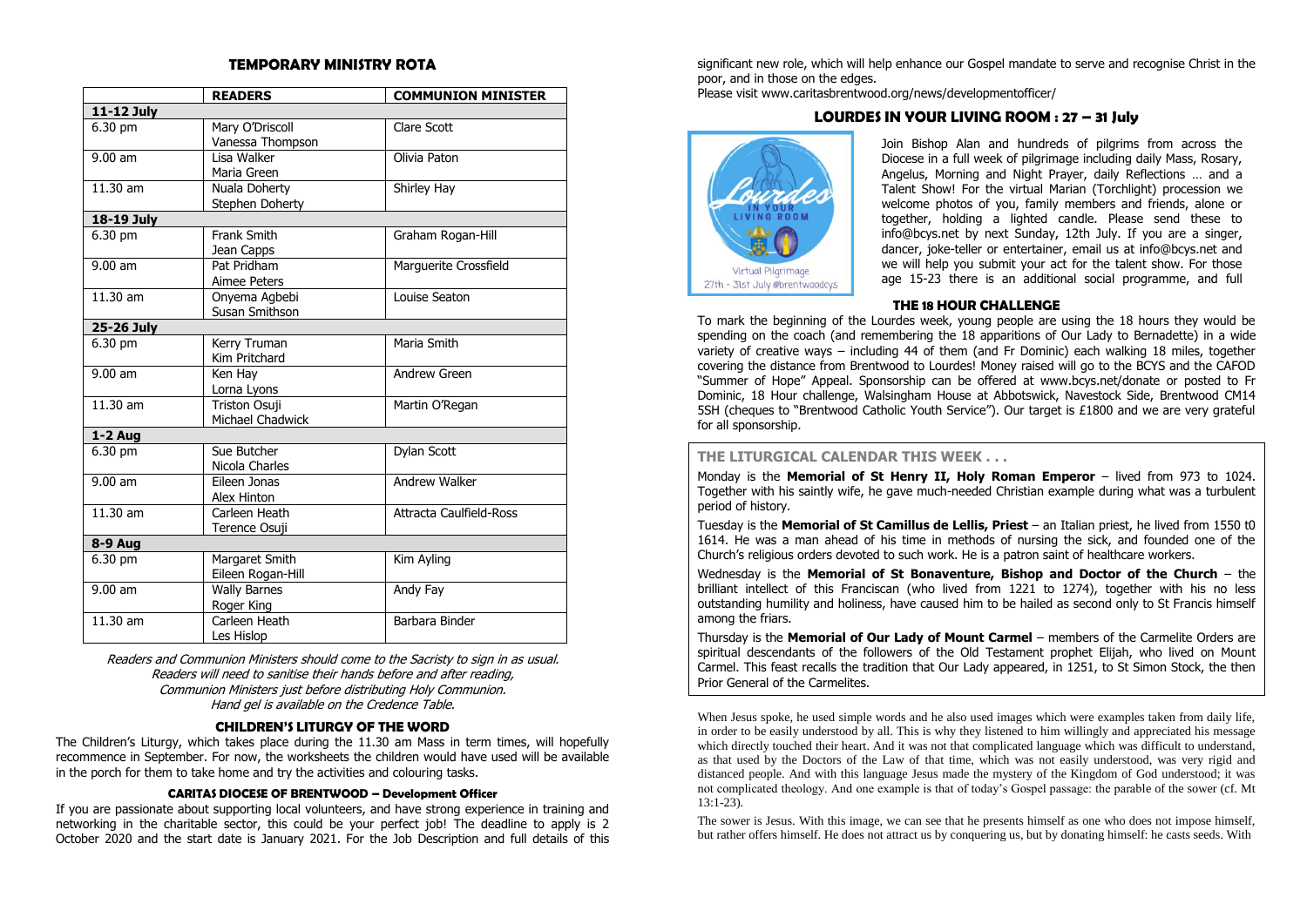## TEMPORARY MINISTRY ROTA

| | READERS | COMMUNION MINISTER |
|---|---|---|
| **11-12 July** | | |
| 6.30 pm | Mary O'Driscoll<br>Vanessa Thompson | Clare Scott |
| 9.00 am | Lisa Walker<br>Maria Green | Olivia Paton |
| 11.30 am | Nuala Doherty<br>Stephen Doherty | Shirley Hay |
| **18-19 July** | | |
| 6.30 pm | Frank Smith<br>Jean Capps | Graham Rogan-Hill |
| 9.00 am | Pat Pridham<br>Aimee Peters | Marguerite Crossfield |
| 11.30 am | Onyema Agbebi<br>Susan Smithson | Louise Seaton |
| **25-26 July** | | |
| 6.30 pm | Kerry Truman<br>Kim Pritchard | Maria Smith |
| 9.00 am | Ken Hay<br>Lorna Lyons | Andrew Green |
| 11.30 am | Triston Osuji<br>Michael Chadwick | Martin O'Regan |
| **1-2 Aug** | | |
| 6.30 pm | Sue Butcher<br>Nicola Charles | Dylan Scott |
| 9.00 am | Eileen Jonas<br>Alex Hinton | Andrew Walker |
| 11.30 am | Carleen Heath<br>Terence Osuji | Attracta Caulfield-Ross |
| **8-9 Aug** | | |
| 6.30 pm | Margaret Smith<br>Eileen Rogan-Hill | Kim Ayling |
| 9.00 am | Wally Barnes<br>Roger King | Andy Fay |
| 11.30 am | Carleen Heath<br>Les Hislop | Barbara Binder |

*Readers and Communion Ministers should come to the Sacristy to sign in as usual.*
*Readers will need to sanitise their hands before and after reading,*
*Communion Ministers just before distributing Holy Communion.*
*Hand gel is available on the Credence Table.*

### CHILDREN'S LITURGY OF THE WORD

The Children's Liturgy, which takes place during the 11.30 am Mass in term times, will hopefully recommence in September. For now, the worksheets the children would have used will be available in the porch for them to take home and try the activities and colouring tasks.

#### CARITAS DIOCESE OF BRENTWOOD – Development Officer

If you are passionate about supporting local volunteers, and have strong experience in training and networking in the charitable sector, this could be your perfect job! The deadline to apply is 2 October 2020 and the start date is January 2021. For the Job Description and full details of this significant new role, which will help enhance our Gospel mandate to serve and recognise Christ in the poor, and in those on the edges.

Please visit www.caritasbrentwood.org/news/developmentofficer/

### LOURDES IN YOUR LIVING ROOM : 27 – 31 July

Join Bishop Alan and hundreds of pilgrims from across the Diocese in a full week of pilgrimage including daily Mass, Rosary, Angelus, Morning and Night Prayer, daily Reflections … and a Talent Show! For the virtual Marian (Torchlight) procession we welcome photos of you, family members and friends, alone or together, holding a lighted candle. Please send these to info@bcys.net by next Sunday, 12th July. If you are a singer, dancer, joke-teller or entertainer, email us at info@bcys.net and we will help you submit your act for the talent show. For those age 15-23 there is an additional social programme, and full

#### THE 18 HOUR CHALLENGE

To mark the beginning of the Lourdes week, young people are using the 18 hours they would be spending on the coach (and remembering the 18 apparitions of Our Lady to Bernadette) in a wide variety of creative ways – including 44 of them (and Fr Dominic) each walking 18 miles, together covering the distance from Brentwood to Lourdes! Money raised will go to the BCYS and the CAFOD "Summer of Hope" Appeal. Sponsorship can be offered at www.bcys.net/donate or posted to Fr Dominic, 18 Hour challenge, Walsingham House at Abbotswick, Navestock Side, Brentwood CM14 5SH (cheques to "Brentwood Catholic Youth Service"). Our target is £1800 and we are very grateful for all sponsorship.

### THE LITURGICAL CALENDAR THIS WEEK . . .

Monday is the **Memorial of St Henry II, Holy Roman Emperor** – lived from 973 to 1024. Together with his saintly wife, he gave much-needed Christian example during what was a turbulent period of history.

Tuesday is the **Memorial of St Camillus de Lellis, Priest** – an Italian priest, he lived from 1550 t0 1614. He was a man ahead of his time in methods of nursing the sick, and founded one of the Church's religious orders devoted to such work. He is a patron saint of healthcare workers.

Wednesday is the **Memorial of St Bonaventure, Bishop and Doctor of the Church** – the brilliant intellect of this Franciscan (who lived from 1221 to 1274), together with his no less outstanding humility and holiness, have caused him to be hailed as second only to St Francis himself among the friars.

Thursday is the **Memorial of Our Lady of Mount Carmel** – members of the Carmelite Orders are spiritual descendants of the followers of the Old Testament prophet Elijah, who lived on Mount Carmel. This feast recalls the tradition that Our Lady appeared, in 1251, to St Simon Stock, the then Prior General of the Carmelites.

When Jesus spoke, he used simple words and he also used images which were examples taken from daily life, in order to be easily understood by all. This is why they listened to him willingly and appreciated his message which directly touched their heart. And it was not that complicated language which was difficult to understand, as that used by the Doctors of the Law of that time, which was not easily understood, was very rigid and distanced people. And with this language Jesus made the mystery of the Kingdom of God understood; it was not complicated theology. And one example is that of today's Gospel passage: the parable of the sower (cf. Mt 13:1-23).

The sower is Jesus. With this image, we can see that he presents himself as one who does not impose himself, but rather offers himself. He does not attract us by conquering us, but by donating himself: he casts seeds. With